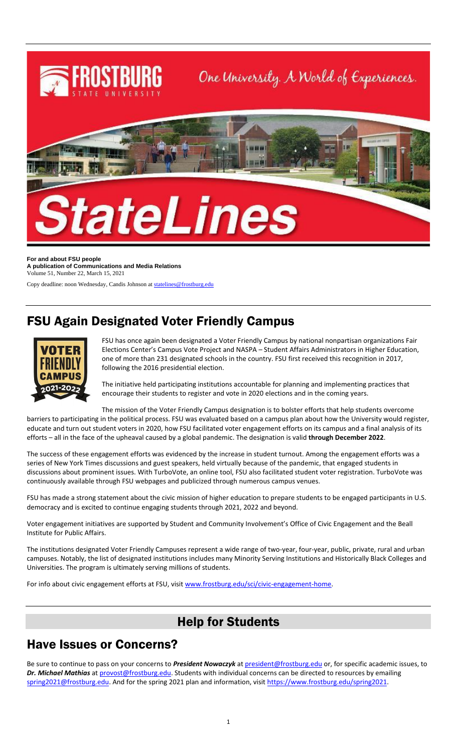# StateLines

**For and about FSU people**
**A publication of Communications and Media Relations**
Volume 51, Number 22, March 15, 2021

Copy deadline: noon Wednesday, Candis Johnson at statelines@frostburg.edu

## FSU Again Designated Voter Friendly Campus

FSU has once again been designated a Voter Friendly Campus by national nonpartisan organizations Fair Elections Center's Campus Vote Project and NASPA – Student Affairs Administrators in Higher Education, one of more than 231 designated schools in the country. FSU first received this recognition in 2017, following the 2016 presidential election.

The initiative held participating institutions accountable for planning and implementing practices that encourage their students to register and vote in 2020 elections and in the coming years.

The mission of the Voter Friendly Campus designation is to bolster efforts that help students overcome barriers to participating in the political process. FSU was evaluated based on a campus plan about how the University would register, educate and turn out student voters in 2020, how FSU facilitated voter engagement efforts on its campus and a final analysis of its efforts – all in the face of the upheaval caused by a global pandemic. The designation is valid **through December 2022**.

The success of these engagement efforts was evidenced by the increase in student turnout. Among the engagement efforts was a series of New York Times discussions and guest speakers, held virtually because of the pandemic, that engaged students in discussions about prominent issues. With TurboVote, an online tool, FSU also facilitated student voter registration. TurboVote was continuously available through FSU webpages and publicized through numerous campus venues.

FSU has made a strong statement about the civic mission of higher education to prepare students to be engaged participants in U.S. democracy and is excited to continue engaging students through 2021, 2022 and beyond.

Voter engagement initiatives are supported by Student and Community Involvement's Office of Civic Engagement and the Beall Institute for Public Affairs.

The institutions designated Voter Friendly Campuses represent a wide range of two-year, four-year, public, private, rural and urban campuses. Notably, the list of designated institutions includes many Minority Serving Institutions and Historically Black Colleges and Universities. The program is ultimately serving millions of students.

For info about civic engagement efforts at FSU, visit www.frostburg.edu/sci/civic-engagement-home.

# Help for Students

## Have Issues or Concerns?

Be sure to continue to pass on your concerns to ***President Nowaczyk*** at president@frostburg.edu or, for specific academic issues, to ***Dr. Michael Mathias*** at provost@frostburg.edu. Students with individual concerns can be directed to resources by emailing spring2021@frostburg.edu. And for the spring 2021 plan and information, visit https://www.frostburg.edu/spring2021.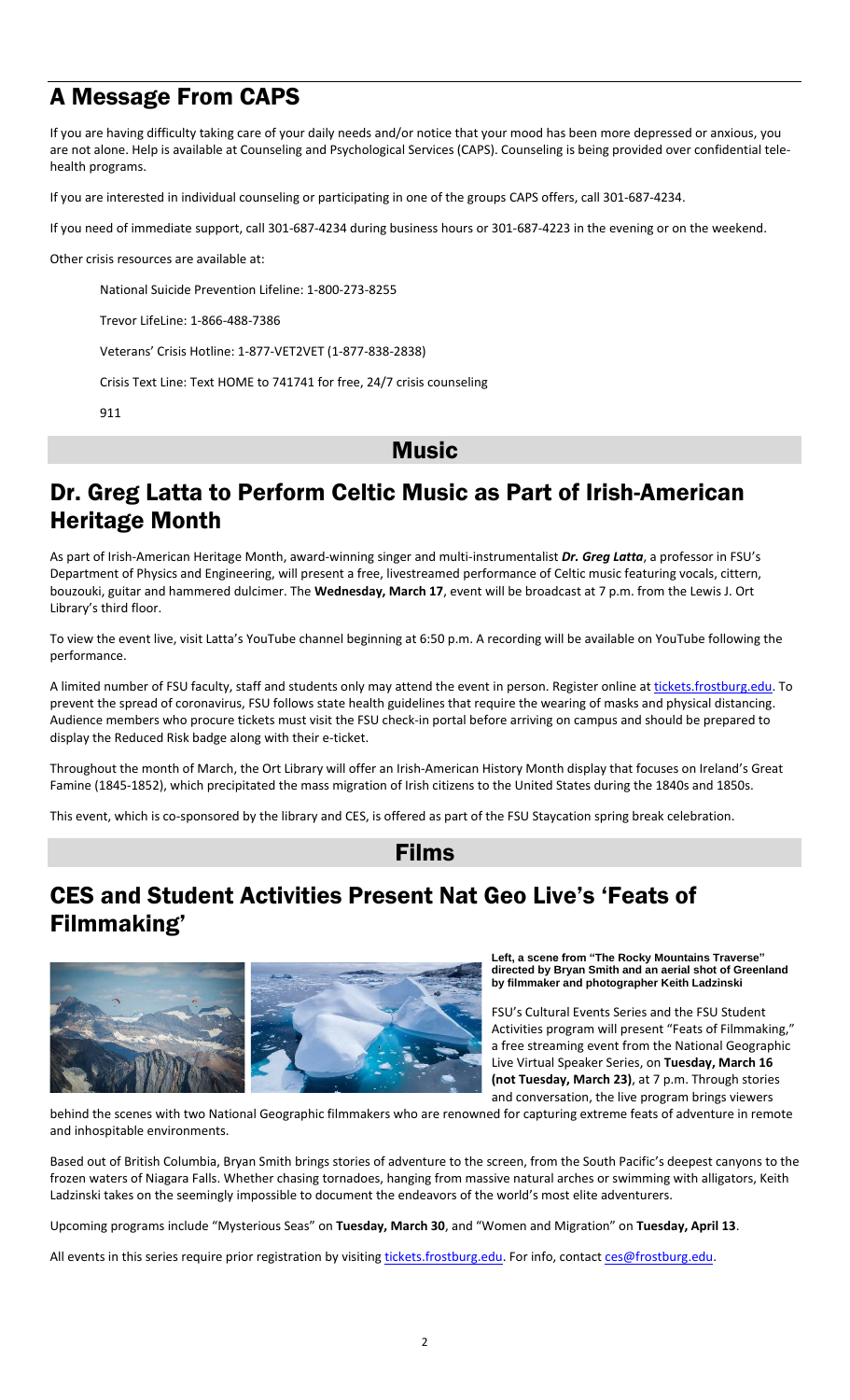# A Message From CAPS

If you are having difficulty taking care of your daily needs and/or notice that your mood has been more depressed or anxious, you are not alone. Help is available at Counseling and Psychological Services (CAPS). Counseling is being provided over confidential telehealth programs.

If you are interested in individual counseling or participating in one of the groups CAPS offers, call 301-687-4234.

If you need of immediate support, call 301-687-4234 during business hours or 301-687-4223 in the evening or on the weekend.

Other crisis resources are available at:

National Suicide Prevention Lifeline: 1-800-273-8255

Trevor LifeLine: 1-866-488-7386

Veterans' Crisis Hotline: 1-877-VET2VET (1-877-838-2838)

Crisis Text Line: Text HOME to 741741 for free, 24/7 crisis counseling

911

## Music

# Dr. Greg Latta to Perform Celtic Music as Part of Irish-American Heritage Month

As part of Irish-American Heritage Month, award-winning singer and multi-instrumentalist ***Dr. Greg Latta***, a professor in FSU's Department of Physics and Engineering, will present a free, livestreamed performance of Celtic music featuring vocals, cittern, bouzouki, guitar and hammered dulcimer. The **Wednesday, March 17**, event will be broadcast at 7 p.m. from the Lewis J. Ort Library's third floor.

To view the event live, visit Latta's YouTube channel beginning at 6:50 p.m. A recording will be available on YouTube following the performance.

A limited number of FSU faculty, staff and students only may attend the event in person. Register online at tickets.frostburg.edu. To prevent the spread of coronavirus, FSU follows state health guidelines that require the wearing of masks and physical distancing. Audience members who procure tickets must visit the FSU check-in portal before arriving on campus and should be prepared to display the Reduced Risk badge along with their e-ticket.

Throughout the month of March, the Ort Library will offer an Irish-American History Month display that focuses on Ireland's Great Famine (1845-1852), which precipitated the mass migration of Irish citizens to the United States during the 1840s and 1850s.

This event, which is co-sponsored by the library and CES, is offered as part of the FSU Staycation spring break celebration.

## Films

# CES and Student Activities Present Nat Geo Live's 'Feats of Filmmaking'

**Left, a scene from "The Rocky Mountains Traverse" directed by Bryan Smith and an aerial shot of Greenland by filmmaker and photographer Keith Ladzinski**

FSU's Cultural Events Series and the FSU Student Activities program will present "Feats of Filmmaking," a free streaming event from the National Geographic Live Virtual Speaker Series, on **Tuesday, March 16 (not Tuesday, March 23)**, at 7 p.m. Through stories and conversation, the live program brings viewers behind the scenes with two National Geographic filmmakers who are renowned for capturing extreme feats of adventure in remote and inhospitable environments.

Based out of British Columbia, Bryan Smith brings stories of adventure to the screen, from the South Pacific's deepest canyons to the frozen waters of Niagara Falls. Whether chasing tornadoes, hanging from massive natural arches or swimming with alligators, Keith Ladzinski takes on the seemingly impossible to document the endeavors of the world's most elite adventurers.

Upcoming programs include "Mysterious Seas" on **Tuesday, March 30**, and "Women and Migration" on **Tuesday, April 13**.

All events in this series require prior registration by visiting tickets.frostburg.edu. For info, contact ces@frostburg.edu.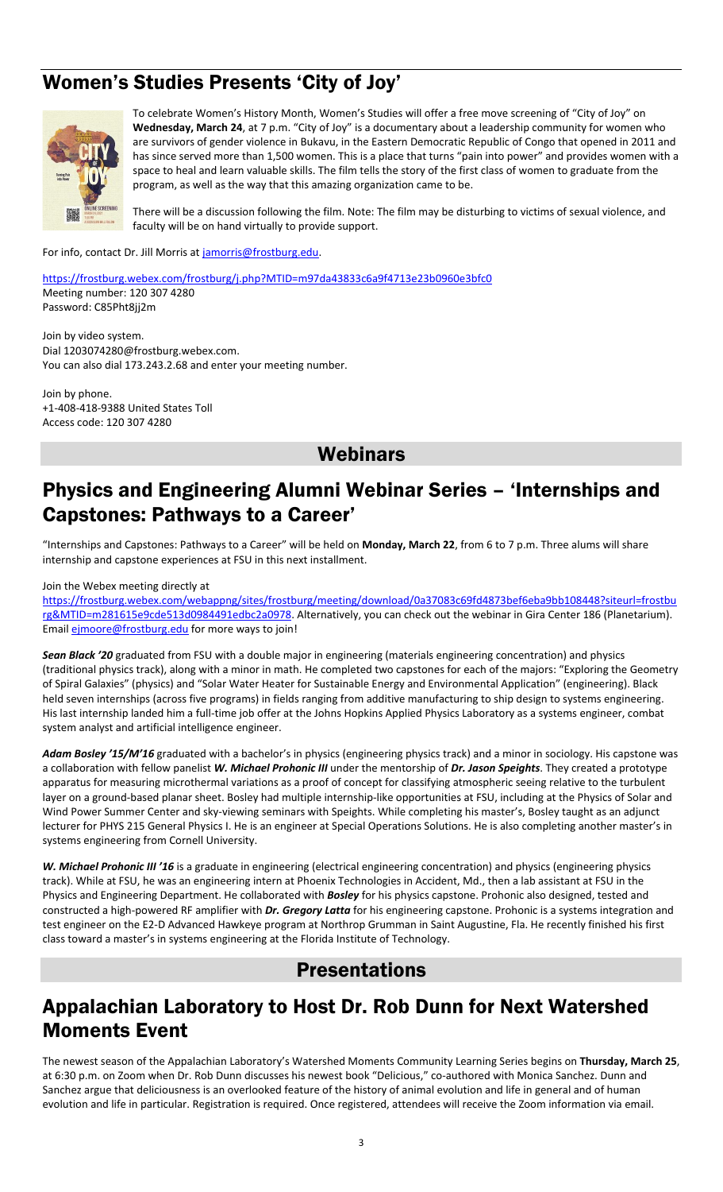## Women's Studies Presents 'City of Joy'

To celebrate Women's History Month, Women's Studies will offer a free move screening of "City of Joy" on **Wednesday, March 24**, at 7 p.m. "City of Joy" is a documentary about a leadership community for women who are survivors of gender violence in Bukavu, in the Eastern Democratic Republic of Congo that opened in 2011 and has since served more than 1,500 women. This is a place that turns "pain into power" and provides women with a space to heal and learn valuable skills. The film tells the story of the first class of women to graduate from the program, as well as the way that this amazing organization came to be.

There will be a discussion following the film. Note: The film may be disturbing to victims of sexual violence, and faculty will be on hand virtually to provide support.

For info, contact Dr. Jill Morris at jamorris@frostburg.edu.

https://frostburg.webex.com/frostburg/j.php?MTID=m97da43833c6a9f4713e23b0960e3bfc0
Meeting number: 120 307 4280
Password: C85Pht8jj2m

Join by video system.
Dial 1203074280@frostburg.webex.com.
You can also dial 173.243.2.68 and enter your meeting number.

Join by phone.
+1-408-418-9388 United States Toll
Access code: 120 307 4280

# Webinars

## Physics and Engineering Alumni Webinar Series – 'Internships and Capstones: Pathways to a Career'

"Internships and Capstones: Pathways to a Career" will be held on **Monday, March 22**, from 6 to 7 p.m. Three alums will share internship and capstone experiences at FSU in this next installment.

Join the Webex meeting directly at https://frostburg.webex.com/webappng/sites/frostburg/meeting/download/0a37083c69fd4873bef6eba9bb108448?siteurl=frostburg&MTID=m281615e9cde513d0984491edbc2a0978. Alternatively, you can check out the webinar in Gira Center 186 (Planetarium). Email ejmoore@frostburg.edu for more ways to join!

***Sean Black '20*** graduated from FSU with a double major in engineering (materials engineering concentration) and physics (traditional physics track), along with a minor in math. He completed two capstones for each of the majors: "Exploring the Geometry of Spiral Galaxies" (physics) and "Solar Water Heater for Sustainable Energy and Environmental Application" (engineering). Black held seven internships (across five programs) in fields ranging from additive manufacturing to ship design to systems engineering. His last internship landed him a full-time job offer at the Johns Hopkins Applied Physics Laboratory as a systems engineer, combat system analyst and artificial intelligence engineer.

***Adam Bosley '15/M'16*** graduated with a bachelor's in physics (engineering physics track) and a minor in sociology. His capstone was a collaboration with fellow panelist ***W. Michael Prohonic III*** under the mentorship of ***Dr. Jason Speights***. They created a prototype apparatus for measuring microthermal variations as a proof of concept for classifying atmospheric seeing relative to the turbulent layer on a ground-based planar sheet. Bosley had multiple internship-like opportunities at FSU, including at the Physics of Solar and Wind Power Summer Center and sky-viewing seminars with Speights. While completing his master's, Bosley taught as an adjunct lecturer for PHYS 215 General Physics I. He is an engineer at Special Operations Solutions. He is also completing another master's in systems engineering from Cornell University.

***W. Michael Prohonic III '16*** is a graduate in engineering (electrical engineering concentration) and physics (engineering physics track). While at FSU, he was an engineering intern at Phoenix Technologies in Accident, Md., then a lab assistant at FSU in the Physics and Engineering Department. He collaborated with ***Bosley*** for his physics capstone. Prohonic also designed, tested and constructed a high-powered RF amplifier with ***Dr. Gregory Latta*** for his engineering capstone. Prohonic is a systems integration and test engineer on the E2-D Advanced Hawkeye program at Northrop Grumman in Saint Augustine, Fla. He recently finished his first class toward a master's in systems engineering at the Florida Institute of Technology.

# Presentations

## Appalachian Laboratory to Host Dr. Rob Dunn for Next Watershed Moments Event

The newest season of the Appalachian Laboratory's Watershed Moments Community Learning Series begins on **Thursday, March 25**, at 6:30 p.m. on Zoom when Dr. Rob Dunn discusses his newest book "Delicious," co-authored with Monica Sanchez. Dunn and Sanchez argue that deliciousness is an overlooked feature of the history of animal evolution and life in general and of human evolution and life in particular. Registration is required. Once registered, attendees will receive the Zoom information via email.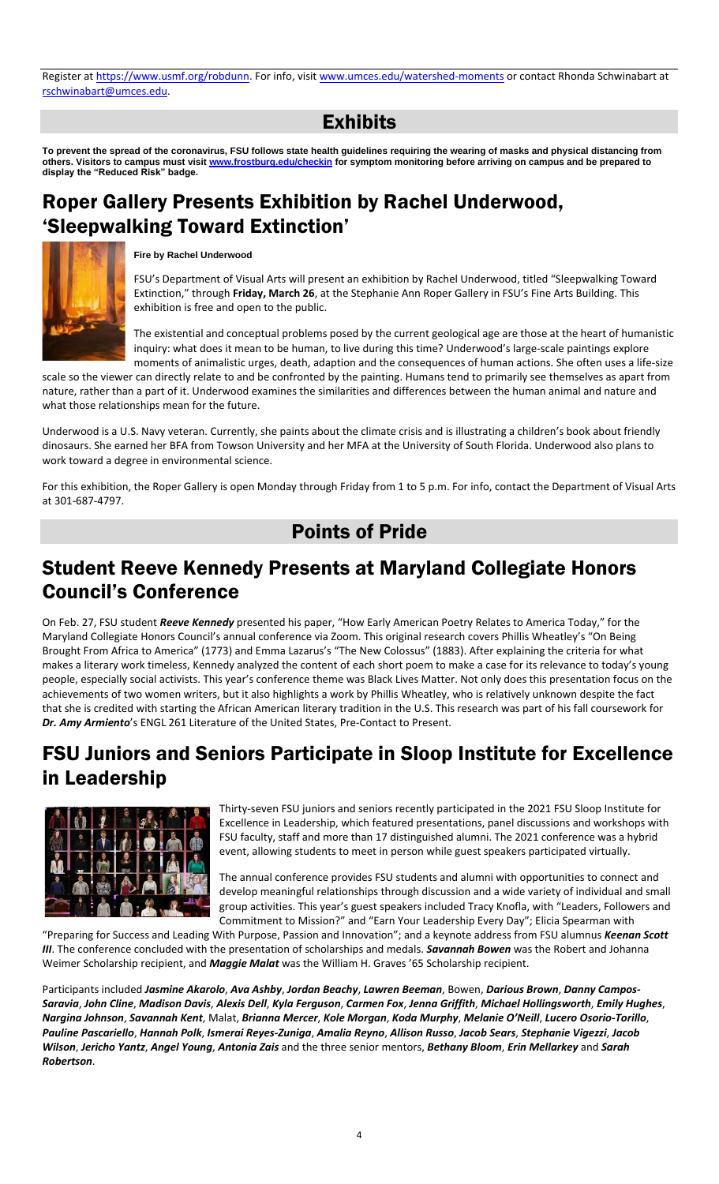Register at https://www.usmf.org/robdunn. For info, visit www.umces.edu/watershed-moments or contact Rhonda Schwinabart at rschwinabart@umces.edu.

# Exhibits

**To prevent the spread of the coronavirus, FSU follows state health guidelines requiring the wearing of masks and physical distancing from others. Visitors to campus must visit www.frostburg.edu/checkin for symptom monitoring before arriving on campus and be prepared to display the "Reduced Risk" badge.**

## Roper Gallery Presents Exhibition by Rachel Underwood, 'Sleepwalking Toward Extinction'

**Fire by Rachel Underwood**

FSU's Department of Visual Arts will present an exhibition by Rachel Underwood, titled "Sleepwalking Toward Extinction," through **Friday, March 26**, at the Stephanie Ann Roper Gallery in FSU's Fine Arts Building. This exhibition is free and open to the public.

The existential and conceptual problems posed by the current geological age are those at the heart of humanistic inquiry: what does it mean to be human, to live during this time? Underwood's large-scale paintings explore moments of animalistic urges, death, adaption and the consequences of human actions. She often uses a life-size scale so the viewer can directly relate to and be confronted by the painting. Humans tend to primarily see themselves as apart from nature, rather than a part of it. Underwood examines the similarities and differences between the human animal and nature and what those relationships mean for the future.

Underwood is a U.S. Navy veteran. Currently, she paints about the climate crisis and is illustrating a children's book about friendly dinosaurs. She earned her BFA from Towson University and her MFA at the University of South Florida. Underwood also plans to work toward a degree in environmental science.

For this exhibition, the Roper Gallery is open Monday through Friday from 1 to 5 p.m. For info, contact the Department of Visual Arts at 301-687-4797.

# Points of Pride

## Student Reeve Kennedy Presents at Maryland Collegiate Honors Council's Conference

On Feb. 27, FSU student ***Reeve Kennedy*** presented his paper, "How Early American Poetry Relates to America Today," for the Maryland Collegiate Honors Council's annual conference via Zoom. This original research covers Phillis Wheatley's "On Being Brought From Africa to America" (1773) and Emma Lazarus's "The New Colossus" (1883). After explaining the criteria for what makes a literary work timeless, Kennedy analyzed the content of each short poem to make a case for its relevance to today's young people, especially social activists. This year's conference theme was Black Lives Matter. Not only does this presentation focus on the achievements of two women writers, but it also highlights a work by Phillis Wheatley, who is relatively unknown despite the fact that she is credited with starting the African American literary tradition in the U.S. This research was part of his fall coursework for ***Dr. Amy Armiento***'s ENGL 261 Literature of the United States, Pre-Contact to Present.

## FSU Juniors and Seniors Participate in Sloop Institute for Excellence in Leadership

Thirty-seven FSU juniors and seniors recently participated in the 2021 FSU Sloop Institute for Excellence in Leadership, which featured presentations, panel discussions and workshops with FSU faculty, staff and more than 17 distinguished alumni. The 2021 conference was a hybrid event, allowing students to meet in person while guest speakers participated virtually.

The annual conference provides FSU students and alumni with opportunities to connect and develop meaningful relationships through discussion and a wide variety of individual and small group activities. This year's guest speakers included Tracy Knofla, with "Leaders, Followers and Commitment to Mission?" and "Earn Your Leadership Every Day"; Elicia Spearman with "Preparing for Success and Leading With Purpose, Passion and Innovation"; and a keynote address from FSU alumnus ***Keenan Scott III***. The conference concluded with the presentation of scholarships and medals. ***Savannah Bowen*** was the Robert and Johanna Weimer Scholarship recipient, and ***Maggie Malat*** was the William H. Graves '65 Scholarship recipient.

Participants included ***Jasmine Akarolo***, ***Ava Ashby***, ***Jordan Beachy***, ***Lawren Beeman***, Bowen, ***Darious Brown***, ***Danny Campos-Saravia***, ***John Cline***, ***Madison Davis***, ***Alexis Dell***, ***Kyla Ferguson***, ***Carmen Fox***, ***Jenna Griffith***, ***Michael Hollingsworth***, ***Emily Hughes***, ***Nargina Johnson***, ***Savannah Kent***, Malat, ***Brianna Mercer***, ***Kole Morgan***, ***Koda Murphy***, ***Melanie O'Neill***, ***Lucero Osorio-Torillo***, ***Pauline Pascariello***, ***Hannah Polk***, ***Ismerai Reyes-Zuniga***, ***Amalia Reyno***, ***Allison Russo***, ***Jacob Sears***, ***Stephanie Vigezzi***, ***Jacob Wilson***, ***Jericho Yantz***, ***Angel Young***, ***Antonia Zais*** and the three senior mentors, ***Bethany Bloom***, ***Erin Mellarkey*** and ***Sarah Robertson***.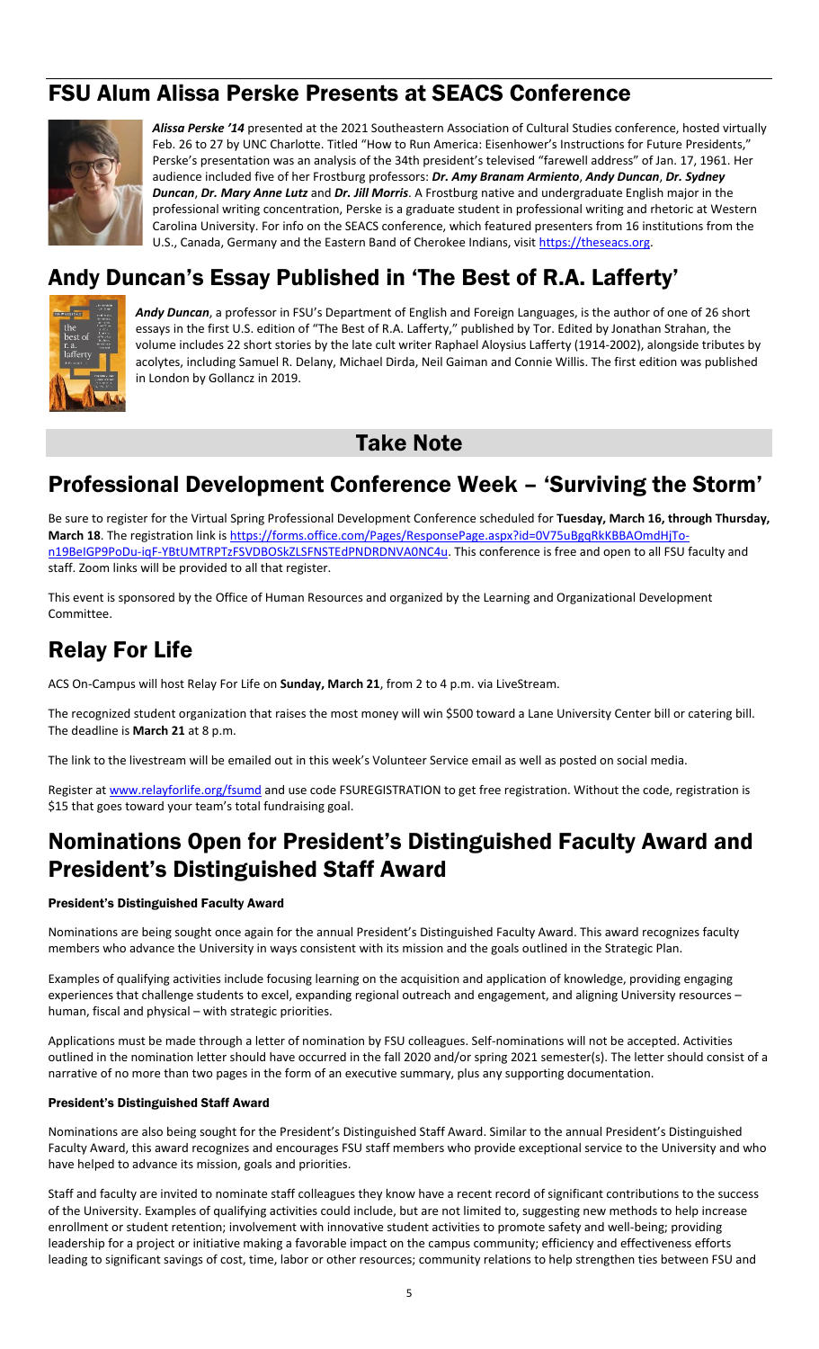## FSU Alum Alissa Perske Presents at SEACS Conference

***Alissa Perske '14*** presented at the 2021 Southeastern Association of Cultural Studies conference, hosted virtually Feb. 26 to 27 by UNC Charlotte. Titled "How to Run America: Eisenhower's Instructions for Future Presidents," Perske's presentation was an analysis of the 34th president's televised "farewell address" of Jan. 17, 1961. Her audience included five of her Frostburg professors: ***Dr. Amy Branam Armiento***, ***Andy Duncan***, ***Dr. Sydney Duncan***, ***Dr. Mary Anne Lutz*** and ***Dr. Jill Morris***. A Frostburg native and undergraduate English major in the professional writing concentration, Perske is a graduate student in professional writing and rhetoric at Western Carolina University. For info on the SEACS conference, which featured presenters from 16 institutions from the U.S., Canada, Germany and the Eastern Band of Cherokee Indians, visit https://theseacs.org.

## Andy Duncan's Essay Published in 'The Best of R.A. Lafferty'

***Andy Duncan***, a professor in FSU's Department of English and Foreign Languages, is the author of one of 26 short essays in the first U.S. edition of "The Best of R.A. Lafferty," published by Tor. Edited by Jonathan Strahan, the volume includes 22 short stories by the late cult writer Raphael Aloysius Lafferty (1914-2002), alongside tributes by acolytes, including Samuel R. Delany, Michael Dirda, Neil Gaiman and Connie Willis. The first edition was published in London by Gollancz in 2019.

# Take Note

## Professional Development Conference Week – 'Surviving the Storm'

Be sure to register for the Virtual Spring Professional Development Conference scheduled for **Tuesday, March 16, through Thursday, March 18**. The registration link is https://forms.office.com/Pages/ResponsePage.aspx?id=0V75uBgqRkKBBAOmdHjTo-n19BeIGP9PoDu-iqF-YBtUMTRPTzFSVDBOSkZLSFNSTEdPNDRDNVA0NC4u. This conference is free and open to all FSU faculty and staff. Zoom links will be provided to all that register.

This event is sponsored by the Office of Human Resources and organized by the Learning and Organizational Development Committee.

## Relay For Life

ACS On-Campus will host Relay For Life on **Sunday, March 21**, from 2 to 4 p.m. via LiveStream.

The recognized student organization that raises the most money will win $500 toward a Lane University Center bill or catering bill. The deadline is **March 21** at 8 p.m.

The link to the livestream will be emailed out in this week's Volunteer Service email as well as posted on social media.

Register at www.relayforlife.org/fsumd and use code FSUREGISTRATION to get free registration. Without the code, registration is $15 that goes toward your team's total fundraising goal.

## Nominations Open for President's Distinguished Faculty Award and President's Distinguished Staff Award

#### President's Distinguished Faculty Award

Nominations are being sought once again for the annual President's Distinguished Faculty Award. This award recognizes faculty members who advance the University in ways consistent with its mission and the goals outlined in the Strategic Plan.

Examples of qualifying activities include focusing learning on the acquisition and application of knowledge, providing engaging experiences that challenge students to excel, expanding regional outreach and engagement, and aligning University resources – human, fiscal and physical – with strategic priorities.

Applications must be made through a letter of nomination by FSU colleagues. Self-nominations will not be accepted. Activities outlined in the nomination letter should have occurred in the fall 2020 and/or spring 2021 semester(s). The letter should consist of a narrative of no more than two pages in the form of an executive summary, plus any supporting documentation.

#### President's Distinguished Staff Award

Nominations are also being sought for the President's Distinguished Staff Award. Similar to the annual President's Distinguished Faculty Award, this award recognizes and encourages FSU staff members who provide exceptional service to the University and who have helped to advance its mission, goals and priorities.

Staff and faculty are invited to nominate staff colleagues they know have a recent record of significant contributions to the success of the University. Examples of qualifying activities could include, but are not limited to, suggesting new methods to help increase enrollment or student retention; involvement with innovative student activities to promote safety and well-being; providing leadership for a project or initiative making a favorable impact on the campus community; efficiency and effectiveness efforts leading to significant savings of cost, time, labor or other resources; community relations to help strengthen ties between FSU and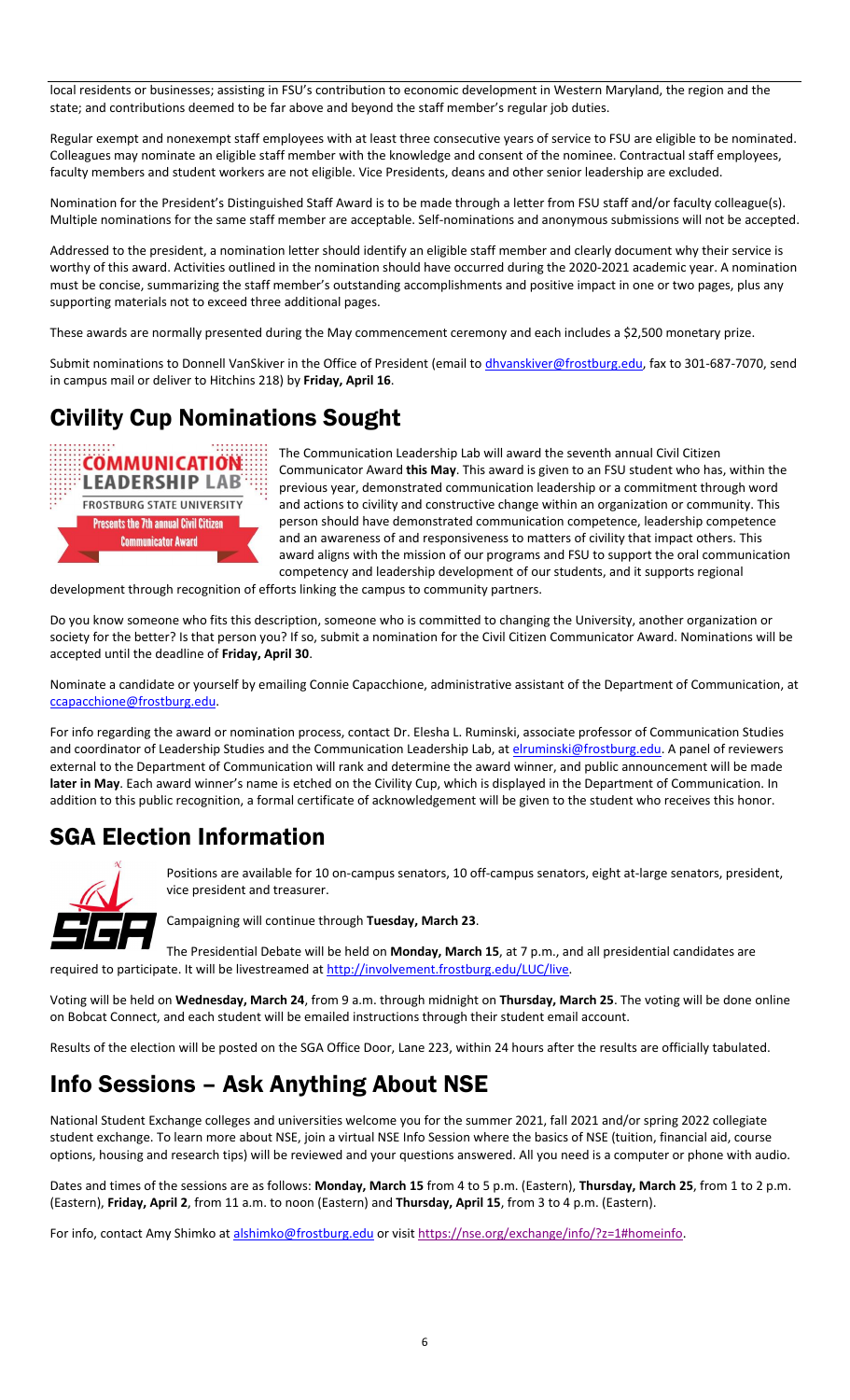local residents or businesses; assisting in FSU's contribution to economic development in Western Maryland, the region and the state; and contributions deemed to be far above and beyond the staff member's regular job duties.

Regular exempt and nonexempt staff employees with at least three consecutive years of service to FSU are eligible to be nominated. Colleagues may nominate an eligible staff member with the knowledge and consent of the nominee. Contractual staff employees, faculty members and student workers are not eligible. Vice Presidents, deans and other senior leadership are excluded.

Nomination for the President's Distinguished Staff Award is to be made through a letter from FSU staff and/or faculty colleague(s). Multiple nominations for the same staff member are acceptable. Self-nominations and anonymous submissions will not be accepted.

Addressed to the president, a nomination letter should identify an eligible staff member and clearly document why their service is worthy of this award. Activities outlined in the nomination should have occurred during the 2020-2021 academic year. A nomination must be concise, summarizing the staff member's outstanding accomplishments and positive impact in one or two pages, plus any supporting materials not to exceed three additional pages.

These awards are normally presented during the May commencement ceremony and each includes a $2,500 monetary prize.

Submit nominations to Donnell VanSkiver in the Office of President (email to dhvanskiver@frostburg.edu, fax to 301-687-7070, send in campus mail or deliver to Hitchins 218) by **Friday, April 16**.

## Civility Cup Nominations Sought

The Communication Leadership Lab will award the seventh annual Civil Citizen Communicator Award **this May**. This award is given to an FSU student who has, within the previous year, demonstrated communication leadership or a commitment through word and actions to civility and constructive change within an organization or community. This person should have demonstrated communication competence, leadership competence and an awareness of and responsiveness to matters of civility that impact others. This award aligns with the mission of our programs and FSU to support the oral communication competency and leadership development of our students, and it supports regional development through recognition of efforts linking the campus to community partners.

Do you know someone who fits this description, someone who is committed to changing the University, another organization or society for the better? Is that person you? If so, submit a nomination for the Civil Citizen Communicator Award. Nominations will be accepted until the deadline of **Friday, April 30**.

Nominate a candidate or yourself by emailing Connie Capacchione, administrative assistant of the Department of Communication, at ccapacchione@frostburg.edu.

For info regarding the award or nomination process, contact Dr. Elesha L. Ruminski, associate professor of Communication Studies and coordinator of Leadership Studies and the Communication Leadership Lab, at elruminski@frostburg.edu. A panel of reviewers external to the Department of Communication will rank and determine the award winner, and public announcement will be made **later in May**. Each award winner's name is etched on the Civility Cup, which is displayed in the Department of Communication. In addition to this public recognition, a formal certificate of acknowledgement will be given to the student who receives this honor.

## SGA Election Information

Positions are available for 10 on-campus senators, 10 off-campus senators, eight at-large senators, president, vice president and treasurer.

Campaigning will continue through **Tuesday, March 23**.

The Presidential Debate will be held on **Monday, March 15**, at 7 p.m., and all presidential candidates are required to participate. It will be livestreamed at http://involvement.frostburg.edu/LUC/live.

Voting will be held on **Wednesday, March 24**, from 9 a.m. through midnight on **Thursday, March 25**. The voting will be done online on Bobcat Connect, and each student will be emailed instructions through their student email account.

Results of the election will be posted on the SGA Office Door, Lane 223, within 24 hours after the results are officially tabulated.

## Info Sessions – Ask Anything About NSE

National Student Exchange colleges and universities welcome you for the summer 2021, fall 2021 and/or spring 2022 collegiate student exchange. To learn more about NSE, join a virtual NSE Info Session where the basics of NSE (tuition, financial aid, course options, housing and research tips) will be reviewed and your questions answered. All you need is a computer or phone with audio.

Dates and times of the sessions are as follows: **Monday, March 15** from 4 to 5 p.m. (Eastern), **Thursday, March 25**, from 1 to 2 p.m. (Eastern), **Friday, April 2**, from 11 a.m. to noon (Eastern) and **Thursday, April 15**, from 3 to 4 p.m. (Eastern).

For info, contact Amy Shimko at alshimko@frostburg.edu or visit https://nse.org/exchange/info/?z=1#homeinfo.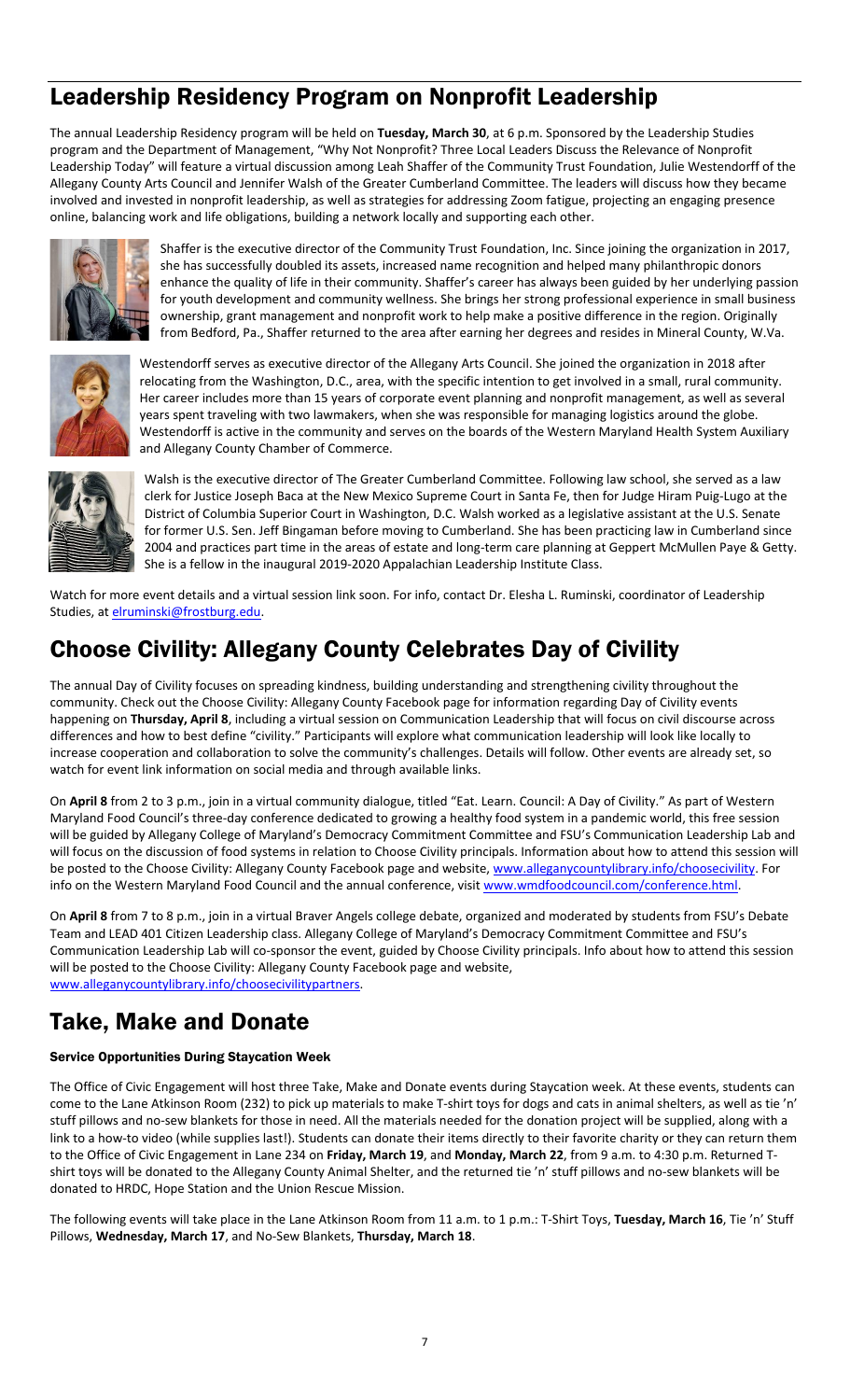## Leadership Residency Program on Nonprofit Leadership

The annual Leadership Residency program will be held on **Tuesday, March 30**, at 6 p.m. Sponsored by the Leadership Studies program and the Department of Management, "Why Not Nonprofit? Three Local Leaders Discuss the Relevance of Nonprofit Leadership Today" will feature a virtual discussion among Leah Shaffer of the Community Trust Foundation, Julie Westendorff of the Allegany County Arts Council and Jennifer Walsh of the Greater Cumberland Committee. The leaders will discuss how they became involved and invested in nonprofit leadership, as well as strategies for addressing Zoom fatigue, projecting an engaging presence online, balancing work and life obligations, building a network locally and supporting each other.

Shaffer is the executive director of the Community Trust Foundation, Inc. Since joining the organization in 2017, she has successfully doubled its assets, increased name recognition and helped many philanthropic donors enhance the quality of life in their community. Shaffer's career has always been guided by her underlying passion for youth development and community wellness. She brings her strong professional experience in small business ownership, grant management and nonprofit work to help make a positive difference in the region. Originally from Bedford, Pa., Shaffer returned to the area after earning her degrees and resides in Mineral County, W.Va.

Westendorff serves as executive director of the Allegany Arts Council. She joined the organization in 2018 after relocating from the Washington, D.C., area, with the specific intention to get involved in a small, rural community. Her career includes more than 15 years of corporate event planning and nonprofit management, as well as several years spent traveling with two lawmakers, when she was responsible for managing logistics around the globe. Westendorff is active in the community and serves on the boards of the Western Maryland Health System Auxiliary and Allegany County Chamber of Commerce.

Walsh is the executive director of The Greater Cumberland Committee. Following law school, she served as a law clerk for Justice Joseph Baca at the New Mexico Supreme Court in Santa Fe, then for Judge Hiram Puig-Lugo at the District of Columbia Superior Court in Washington, D.C. Walsh worked as a legislative assistant at the U.S. Senate for former U.S. Sen. Jeff Bingaman before moving to Cumberland. She has been practicing law in Cumberland since 2004 and practices part time in the areas of estate and long-term care planning at Geppert McMullen Paye & Getty. She is a fellow in the inaugural 2019-2020 Appalachian Leadership Institute Class.

Watch for more event details and a virtual session link soon. For info, contact Dr. Elesha L. Ruminski, coordinator of Leadership Studies, at elruminski@frostburg.edu.

## Choose Civility: Allegany County Celebrates Day of Civility

The annual Day of Civility focuses on spreading kindness, building understanding and strengthening civility throughout the community. Check out the Choose Civility: Allegany County Facebook page for information regarding Day of Civility events happening on **Thursday, April 8**, including a virtual session on Communication Leadership that will focus on civil discourse across differences and how to best define "civility." Participants will explore what communication leadership will look like locally to increase cooperation and collaboration to solve the community's challenges. Details will follow. Other events are already set, so watch for event link information on social media and through available links.

On **April 8** from 2 to 3 p.m., join in a virtual community dialogue, titled "Eat. Learn. Council: A Day of Civility." As part of Western Maryland Food Council's three-day conference dedicated to growing a healthy food system in a pandemic world, this free session will be guided by Allegany College of Maryland's Democracy Commitment Committee and FSU's Communication Leadership Lab and will focus on the discussion of food systems in relation to Choose Civility principals. Information about how to attend this session will be posted to the Choose Civility: Allegany County Facebook page and website, www.alleganycountylibrary.info/choosecivility. For info on the Western Maryland Food Council and the annual conference, visit www.wmdfoodcouncil.com/conference.html.

On **April 8** from 7 to 8 p.m., join in a virtual Braver Angels college debate, organized and moderated by students from FSU's Debate Team and LEAD 401 Citizen Leadership class. Allegany College of Maryland's Democracy Commitment Committee and FSU's Communication Leadership Lab will co-sponsor the event, guided by Choose Civility principals. Info about how to attend this session will be posted to the Choose Civility: Allegany County Facebook page and website, www.alleganycountylibrary.info/choosecivilitypartners.

## Take, Make and Donate

### Service Opportunities During Staycation Week

The Office of Civic Engagement will host three Take, Make and Donate events during Staycation week. At these events, students can come to the Lane Atkinson Room (232) to pick up materials to make T-shirt toys for dogs and cats in animal shelters, as well as tie 'n' stuff pillows and no-sew blankets for those in need. All the materials needed for the donation project will be supplied, along with a link to a how-to video (while supplies last!). Students can donate their items directly to their favorite charity or they can return them to the Office of Civic Engagement in Lane 234 on **Friday, March 19**, and **Monday, March 22**, from 9 a.m. to 4:30 p.m. Returned T-shirt toys will be donated to the Allegany County Animal Shelter, and the returned tie 'n' stuff pillows and no-sew blankets will be donated to HRDC, Hope Station and the Union Rescue Mission.

The following events will take place in the Lane Atkinson Room from 11 a.m. to 1 p.m.: T-Shirt Toys, **Tuesday, March 16**, Tie 'n' Stuff Pillows, **Wednesday, March 17**, and No-Sew Blankets, **Thursday, March 18**.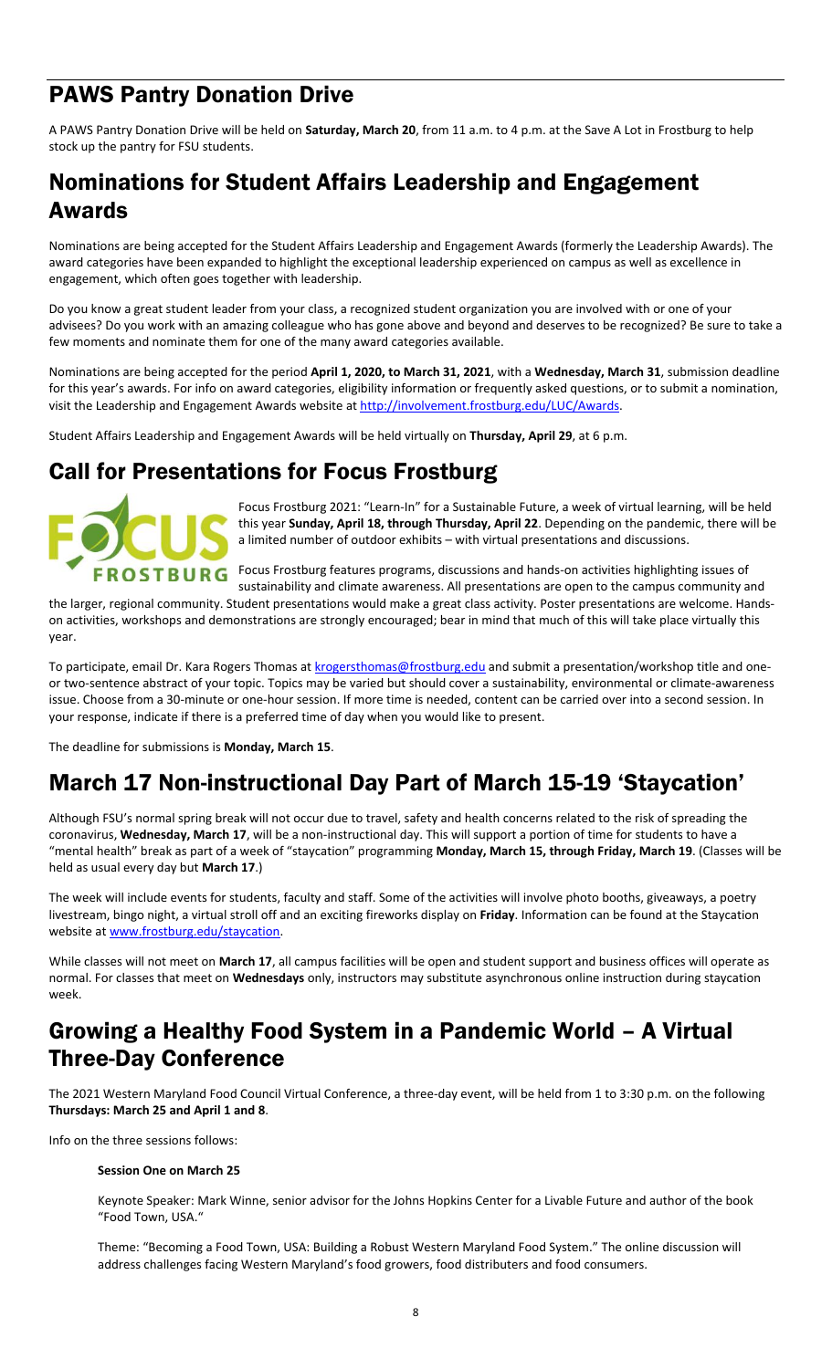## PAWS Pantry Donation Drive

A PAWS Pantry Donation Drive will be held on **Saturday, March 20**, from 11 a.m. to 4 p.m. at the Save A Lot in Frostburg to help stock up the pantry for FSU students.

## Nominations for Student Affairs Leadership and Engagement Awards

Nominations are being accepted for the Student Affairs Leadership and Engagement Awards (formerly the Leadership Awards). The award categories have been expanded to highlight the exceptional leadership experienced on campus as well as excellence in engagement, which often goes together with leadership.

Do you know a great student leader from your class, a recognized student organization you are involved with or one of your advisees? Do you work with an amazing colleague who has gone above and beyond and deserves to be recognized? Be sure to take a few moments and nominate them for one of the many award categories available.

Nominations are being accepted for the period **April 1, 2020, to March 31, 2021**, with a **Wednesday, March 31**, submission deadline for this year's awards. For info on award categories, eligibility information or frequently asked questions, or to submit a nomination, visit the Leadership and Engagement Awards website at http://involvement.frostburg.edu/LUC/Awards.

Student Affairs Leadership and Engagement Awards will be held virtually on **Thursday, April 29**, at 6 p.m.

## Call for Presentations for Focus Frostburg

Focus Frostburg 2021: "Learn-In" for a Sustainable Future, a week of virtual learning, will be held this year **Sunday, April 18, through Thursday, April 22**. Depending on the pandemic, there will be a limited number of outdoor exhibits – with virtual presentations and discussions.

Focus Frostburg features programs, discussions and hands-on activities highlighting issues of sustainability and climate awareness. All presentations are open to the campus community and the larger, regional community. Student presentations would make a great class activity. Poster presentations are welcome. Hands-on activities, workshops and demonstrations are strongly encouraged; bear in mind that much of this will take place virtually this year.

To participate, email Dr. Kara Rogers Thomas at krogersthomas@frostburg.edu and submit a presentation/workshop title and one- or two-sentence abstract of your topic. Topics may be varied but should cover a sustainability, environmental or climate-awareness issue. Choose from a 30-minute or one-hour session. If more time is needed, content can be carried over into a second session. In your response, indicate if there is a preferred time of day when you would like to present.

The deadline for submissions is **Monday, March 15**.

## March 17 Non-instructional Day Part of March 15-19 'Staycation'

Although FSU's normal spring break will not occur due to travel, safety and health concerns related to the risk of spreading the coronavirus, **Wednesday, March 17**, will be a non-instructional day. This will support a portion of time for students to have a "mental health" break as part of a week of "staycation" programming **Monday, March 15, through Friday, March 19**. (Classes will be held as usual every day but **March 17**.)

The week will include events for students, faculty and staff. Some of the activities will involve photo booths, giveaways, a poetry livestream, bingo night, a virtual stroll off and an exciting fireworks display on **Friday**. Information can be found at the Staycation website at www.frostburg.edu/staycation.

While classes will not meet on **March 17**, all campus facilities will be open and student support and business offices will operate as normal. For classes that meet on **Wednesdays** only, instructors may substitute asynchronous online instruction during staycation week.

## Growing a Healthy Food System in a Pandemic World – A Virtual Three-Day Conference

The 2021 Western Maryland Food Council Virtual Conference, a three-day event, will be held from 1 to 3:30 p.m. on the following **Thursdays: March 25 and April 1 and 8**.

Info on the three sessions follows:

**Session One on March 25**

Keynote Speaker: Mark Winne, senior advisor for the Johns Hopkins Center for a Livable Future and author of the book "Food Town, USA."

Theme: "Becoming a Food Town, USA: Building a Robust Western Maryland Food System." The online discussion will address challenges facing Western Maryland's food growers, food distributers and food consumers.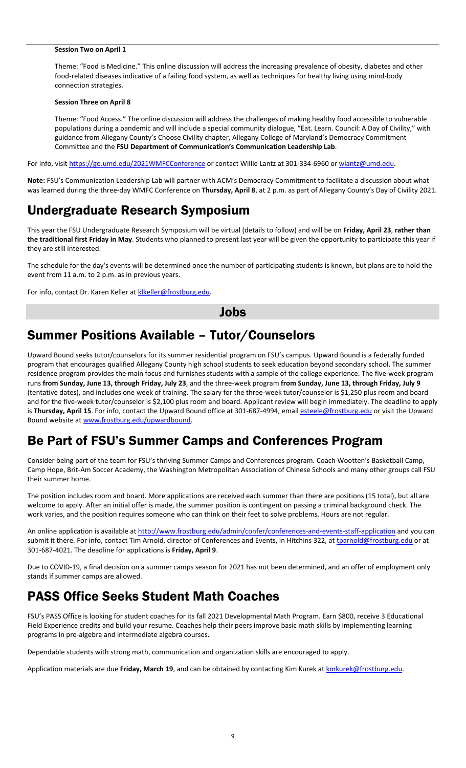**Session Two on April 1**

Theme: "Food is Medicine." This online discussion will address the increasing prevalence of obesity, diabetes and other food-related diseases indicative of a failing food system, as well as techniques for healthy living using mind-body connection strategies.

**Session Three on April 8**

Theme: "Food Access." The online discussion will address the challenges of making healthy food accessible to vulnerable populations during a pandemic and will include a special community dialogue, "Eat. Learn. Council: A Day of Civility," with guidance from Allegany County's Choose Civility chapter, Allegany College of Maryland's Democracy Commitment Committee and the **FSU Department of Communication's Communication Leadership Lab**.

For info, visit https://go.umd.edu/2021WMFCConference or contact Willie Lantz at 301-334-6960 or wlantz@umd.edu.

**Note:** FSU's Communication Leadership Lab will partner with ACM's Democracy Commitment to facilitate a discussion about what was learned during the three-day WMFC Conference on **Thursday, April 8**, at 2 p.m. as part of Allegany County's Day of Civility 2021.

## Undergraduate Research Symposium

This year the FSU Undergraduate Research Symposium will be virtual (details to follow) and will be on **Friday, April 23**, **rather than the traditional first Friday in May**. Students who planned to present last year will be given the opportunity to participate this year if they are still interested.

The schedule for the day's events will be determined once the number of participating students is known, but plans are to hold the event from 11 a.m. to 2 p.m. as in previous years.

For info, contact Dr. Karen Keller at klkeller@frostburg.edu.

# Jobs

## Summer Positions Available – Tutor/Counselors

Upward Bound seeks tutor/counselors for its summer residential program on FSU's campus. Upward Bound is a federally funded program that encourages qualified Allegany County high school students to seek education beyond secondary school. The summer residence program provides the main focus and furnishes students with a sample of the college experience. The five-week program runs **from Sunday, June 13, through Friday, July 23**, and the three-week program **from Sunday, June 13, through Friday, July 9** (tentative dates), and includes one week of training. The salary for the three-week tutor/counselor is $1,250 plus room and board and for the five-week tutor/counselor is $2,100 plus room and board. Applicant review will begin immediately. The deadline to apply is **Thursday, April 15**. For info, contact the Upward Bound office at 301-687-4994, email esteele@frostburg.edu or visit the Upward Bound website at www.frostburg.edu/upwardbound.

## Be Part of FSU's Summer Camps and Conferences Program

Consider being part of the team for FSU's thriving Summer Camps and Conferences program. Coach Wootten's Basketball Camp, Camp Hope, Brit-Am Soccer Academy, the Washington Metropolitan Association of Chinese Schools and many other groups call FSU their summer home.

The position includes room and board. More applications are received each summer than there are positions (15 total), but all are welcome to apply. After an initial offer is made, the summer position is contingent on passing a criminal background check. The work varies, and the position requires someone who can think on their feet to solve problems. Hours are not regular.

An online application is available at http://www.frostburg.edu/admin/confer/conferences-and-events-staff-application and you can submit it there. For info, contact Tim Arnold, director of Conferences and Events, in Hitchins 322, at tparnold@frostburg.edu or at 301-687-4021. The deadline for applications is **Friday, April 9**.

Due to COVID-19, a final decision on a summer camps season for 2021 has not been determined, and an offer of employment only stands if summer camps are allowed.

## PASS Office Seeks Student Math Coaches

FSU's PASS Office is looking for student coaches for its fall 2021 Developmental Math Program. Earn $800, receive 3 Educational Field Experience credits and build your resume. Coaches help their peers improve basic math skills by implementing learning programs in pre-algebra and intermediate algebra courses.

Dependable students with strong math, communication and organization skills are encouraged to apply.

Application materials are due **Friday, March 19**, and can be obtained by contacting Kim Kurek at kmkurek@frostburg.edu.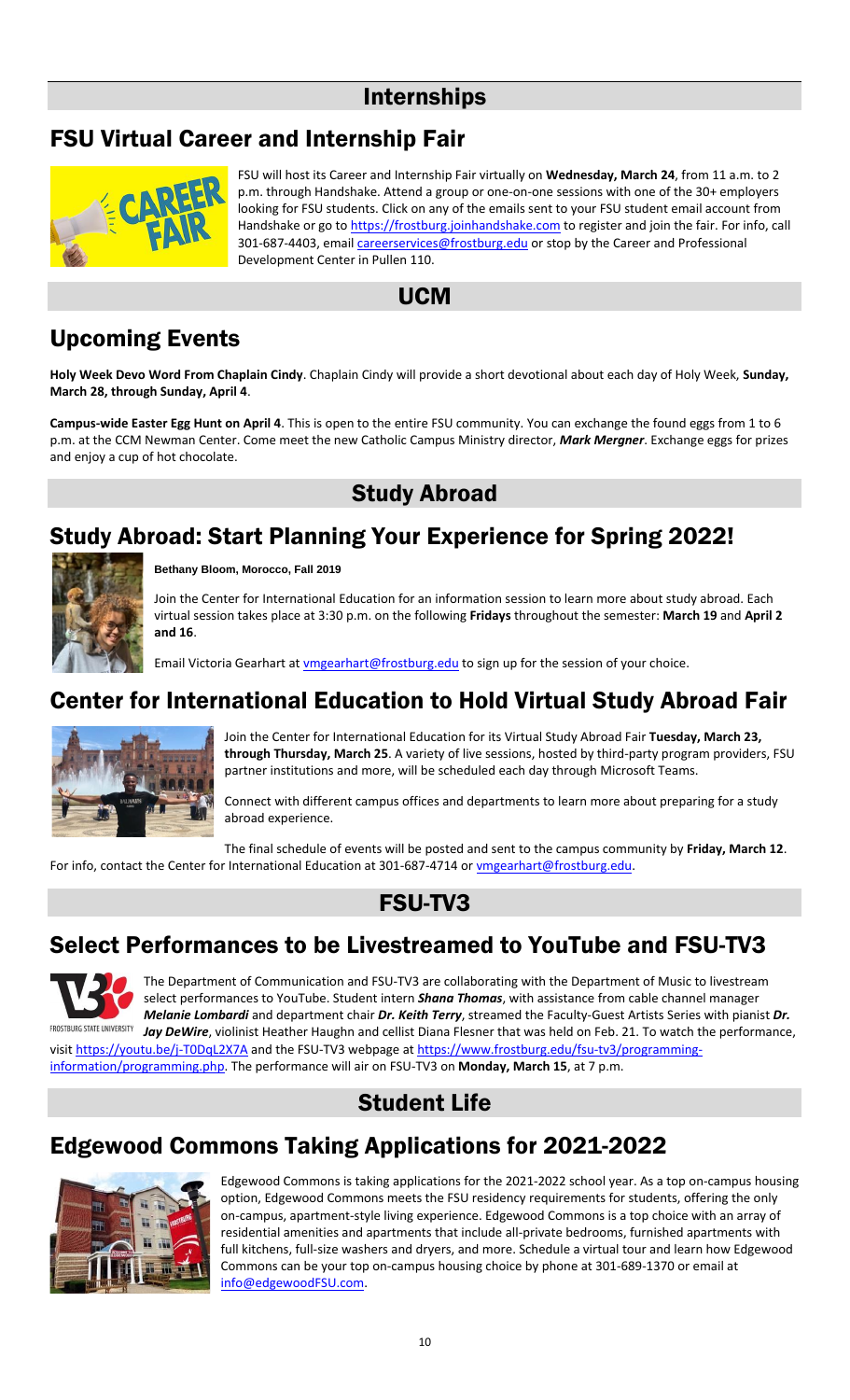# Internships

## FSU Virtual Career and Internship Fair

FSU will host its Career and Internship Fair virtually on **Wednesday, March 24**, from 11 a.m. to 2 p.m. through Handshake. Attend a group or one-on-one sessions with one of the 30+ employers looking for FSU students. Click on any of the emails sent to your FSU student email account from Handshake or go to https://frostburg.joinhandshake.com to register and join the fair. For info, call 301-687-4403, email careerservices@frostburg.edu or stop by the Career and Professional Development Center in Pullen 110.

# UCM

## Upcoming Events

**Holy Week Devo Word From Chaplain Cindy**. Chaplain Cindy will provide a short devotional about each day of Holy Week, **Sunday, March 28, through Sunday, April 4**.

**Campus-wide Easter Egg Hunt on April 4**. This is open to the entire FSU community. You can exchange the found eggs from 1 to 6 p.m. at the CCM Newman Center. Come meet the new Catholic Campus Ministry director, ***Mark Mergner***. Exchange eggs for prizes and enjoy a cup of hot chocolate.

# Study Abroad

## Study Abroad: Start Planning Your Experience for Spring 2022!

**Bethany Bloom, Morocco, Fall 2019**

Join the Center for International Education for an information session to learn more about study abroad. Each virtual session takes place at 3:30 p.m. on the following **Fridays** throughout the semester: **March 19** and **April 2 and 16**.

Email Victoria Gearhart at vmgearhart@frostburg.edu to sign up for the session of your choice.

## Center for International Education to Hold Virtual Study Abroad Fair

Join the Center for International Education for its Virtual Study Abroad Fair **Tuesday, March 23, through Thursday, March 25**. A variety of live sessions, hosted by third-party program providers, FSU partner institutions and more, will be scheduled each day through Microsoft Teams.

Connect with different campus offices and departments to learn more about preparing for a study abroad experience.

The final schedule of events will be posted and sent to the campus community by **Friday, March 12**. For info, contact the Center for International Education at 301-687-4714 or vmgearhart@frostburg.edu.

# FSU-TV3

## Select Performances to be Livestreamed to YouTube and FSU-TV3

The Department of Communication and FSU-TV3 are collaborating with the Department of Music to livestream select performances to YouTube. Student intern ***Shana Thomas***, with assistance from cable channel manager ***Melanie Lombardi*** and department chair ***Dr. Keith Terry***, streamed the Faculty-Guest Artists Series with pianist ***Dr. Jay DeWire***, violinist Heather Haughn and cellist Diana Flesner that was held on Feb. 21. To watch the performance, visit https://youtu.be/j-T0DqL2X7A and the FSU-TV3 webpage at https://www.frostburg.edu/fsu-tv3/programming-information/programming.php. The performance will air on FSU-TV3 on **Monday, March 15**, at 7 p.m.

# Student Life

## Edgewood Commons Taking Applications for 2021-2022

Edgewood Commons is taking applications for the 2021-2022 school year. As a top on-campus housing option, Edgewood Commons meets the FSU residency requirements for students, offering the only on-campus, apartment-style living experience. Edgewood Commons is a top choice with an array of residential amenities and apartments that include all-private bedrooms, furnished apartments with full kitchens, full-size washers and dryers, and more. Schedule a virtual tour and learn how Edgewood Commons can be your top on-campus housing choice by phone at 301-689-1370 or email at info@edgewoodFSU.com.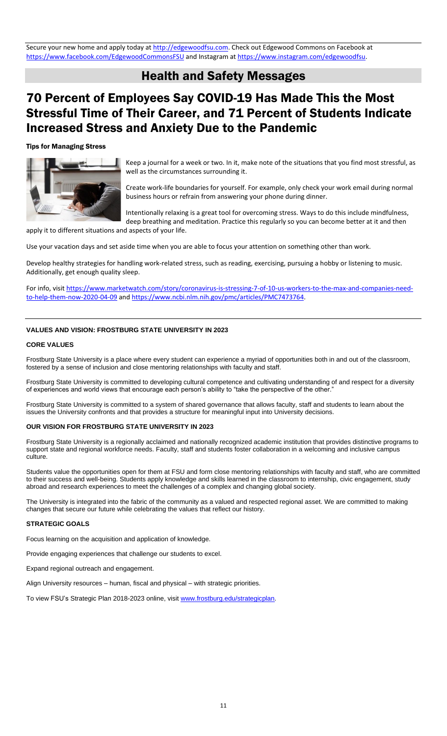Secure your new home and apply today at http://edgewoodfsu.com. Check out Edgewood Commons on Facebook at https://www.facebook.com/EdgewoodCommonsFSU and Instagram at https://www.instagram.com/edgewoodfsu.

## Health and Safety Messages

# 70 Percent of Employees Say COVID-19 Has Made This the Most Stressful Time of Their Career, and 71 Percent of Students Indicate Increased Stress and Anxiety Due to the Pandemic

### Tips for Managing Stress

Keep a journal for a week or two. In it, make note of the situations that you find most stressful, as well as the circumstances surrounding it.

Create work-life boundaries for yourself. For example, only check your work email during normal business hours or refrain from answering your phone during dinner.

Intentionally relaxing is a great tool for overcoming stress. Ways to do this include mindfulness, deep breathing and meditation. Practice this regularly so you can become better at it and then apply it to different situations and aspects of your life.

Use your vacation days and set aside time when you are able to focus your attention on something other than work.

Develop healthy strategies for handling work-related stress, such as reading, exercising, pursuing a hobby or listening to music. Additionally, get enough quality sleep.

For info, visit https://www.marketwatch.com/story/coronavirus-is-stressing-7-of-10-us-workers-to-the-max-and-companies-need-to-help-them-now-2020-04-09 and https://www.ncbi.nlm.nih.gov/pmc/articles/PMC7473764.

---

## VALUES AND VISION: FROSTBURG STATE UNIVERSITY IN 2023

### CORE VALUES

Frostburg State University is a place where every student can experience a myriad of opportunities both in and out of the classroom, fostered by a sense of inclusion and close mentoring relationships with faculty and staff.

Frostburg State University is committed to developing cultural competence and cultivating understanding of and respect for a diversity of experiences and world views that encourage each person's ability to "take the perspective of the other."

Frostburg State University is committed to a system of shared governance that allows faculty, staff and students to learn about the issues the University confronts and that provides a structure for meaningful input into University decisions.

### OUR VISION FOR FROSTBURG STATE UNIVERSITY IN 2023

Frostburg State University is a regionally acclaimed and nationally recognized academic institution that provides distinctive programs to support state and regional workforce needs. Faculty, staff and students foster collaboration in a welcoming and inclusive campus culture.

Students value the opportunities open for them at FSU and form close mentoring relationships with faculty and staff, who are committed to their success and well-being. Students apply knowledge and skills learned in the classroom to internship, civic engagement, study abroad and research experiences to meet the challenges of a complex and changing global society.

The University is integrated into the fabric of the community as a valued and respected regional asset. We are committed to making changes that secure our future while celebrating the values that reflect our history.

### STRATEGIC GOALS

Focus learning on the acquisition and application of knowledge.

Provide engaging experiences that challenge our students to excel.

Expand regional outreach and engagement.

Align University resources – human, fiscal and physical – with strategic priorities.

To view FSU's Strategic Plan 2018-2023 online, visit www.frostburg.edu/strategicplan.